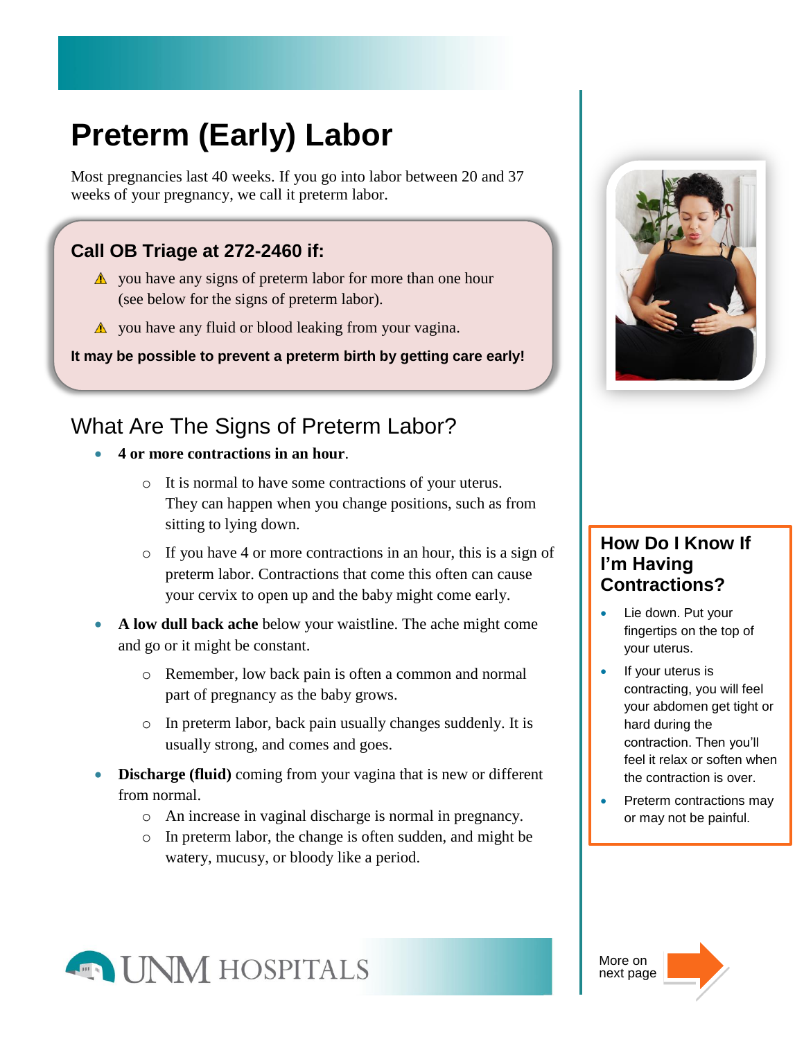# Preterm (Early) Labor

Most pregnancies last 40 weeks. If you go into labor between 20 and 37 weeks of your pregnancy, we call it preterm labor.

### Call OB Triage at 272-2460 if:

- ⚠ you have any signs of preterm labor for more than one hour (see below for the signs of preterm labor).
- ⚠ you have any fluid or blood leaking from your vagina.

**It may be possible to prevent a preterm birth by getting care early!**

## What Are The Signs of Preterm Labor?

- **4 or more contractions in an hour**.
  - It is normal to have some contractions of your uterus. They can happen when you change positions, such as from sitting to lying down.
  - If you have 4 or more contractions in an hour, this is a sign of preterm labor. Contractions that come this often can cause your cervix to open up and the baby might come early.
- **A low dull back ache** below your waistline. The ache might come and go or it might be constant.
  - Remember, low back pain is often a common and normal part of pregnancy as the baby grows.
  - In preterm labor, back pain usually changes suddenly. It is usually strong, and comes and goes.
- **Discharge (fluid)** coming from your vagina that is new or different from normal.
  - An increase in vaginal discharge is normal in pregnancy.
  - In preterm labor, the change is often sudden, and might be watery, mucusy, or bloody like a period.

### How Do I Know If I'm Having Contractions?

- Lie down. Put your fingertips on the top of your uterus.
- If your uterus is contracting, you will feel your abdomen get tight or hard during the contraction. Then you'll feel it relax or soften when the contraction is over.
- Preterm contractions may or may not be painful.

UNM HOSPITALS

More on next page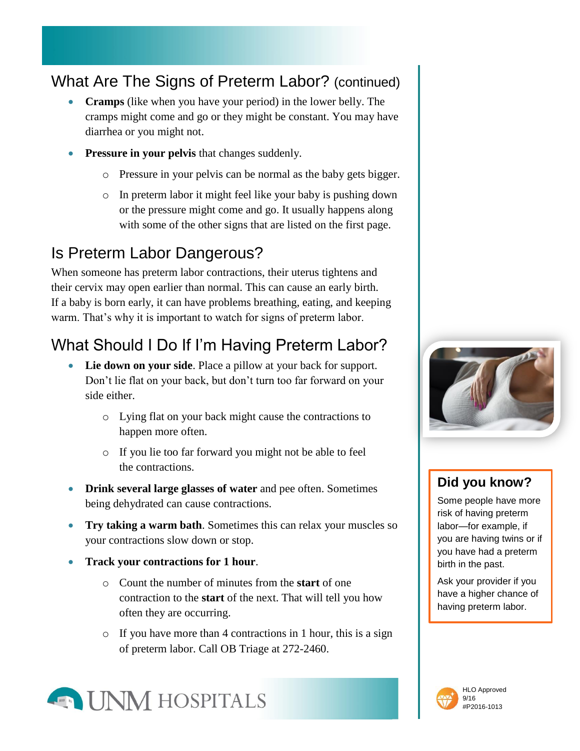## What Are The Signs of Preterm Labor? (continued)

- **Cramps** (like when you have your period) in the lower belly. The cramps might come and go or they might be constant. You may have diarrhea or you might not.
- **Pressure in your pelvis** that changes suddenly.
  - Pressure in your pelvis can be normal as the baby gets bigger.
  - In preterm labor it might feel like your baby is pushing down or the pressure might come and go. It usually happens along with some of the other signs that are listed on the first page.

## Is Preterm Labor Dangerous?

When someone has preterm labor contractions, their uterus tightens and their cervix may open earlier than normal. This can cause an early birth. If a baby is born early, it can have problems breathing, eating, and keeping warm. That's why it is important to watch for signs of preterm labor.

## What Should I Do If I'm Having Preterm Labor?

- **Lie down on your side**. Place a pillow at your back for support. Don't lie flat on your back, but don't turn too far forward on your side either.
  - Lying flat on your back might cause the contractions to happen more often.
  - If you lie too far forward you might not be able to feel the contractions.
- **Drink several large glasses of water** and pee often. Sometimes being dehydrated can cause contractions.
- **Try taking a warm bath**. Sometimes this can relax your muscles so your contractions slow down or stop.
- **Track your contractions for 1 hour**.
  - Count the number of minutes from the **start** of one contraction to the **start** of the next. That will tell you how often they are occurring.
  - If you have more than 4 contractions in 1 hour, this is a sign of preterm labor. Call OB Triage at 272-2460.

### Did you know?

Some people have more risk of having preterm labor—for example, if you are having twins or if you have had a preterm birth in the past.

Ask your provider if you have a higher chance of having preterm labor.

UNM HOSPITALS

HLO Approved
9/16
#P2016-1013